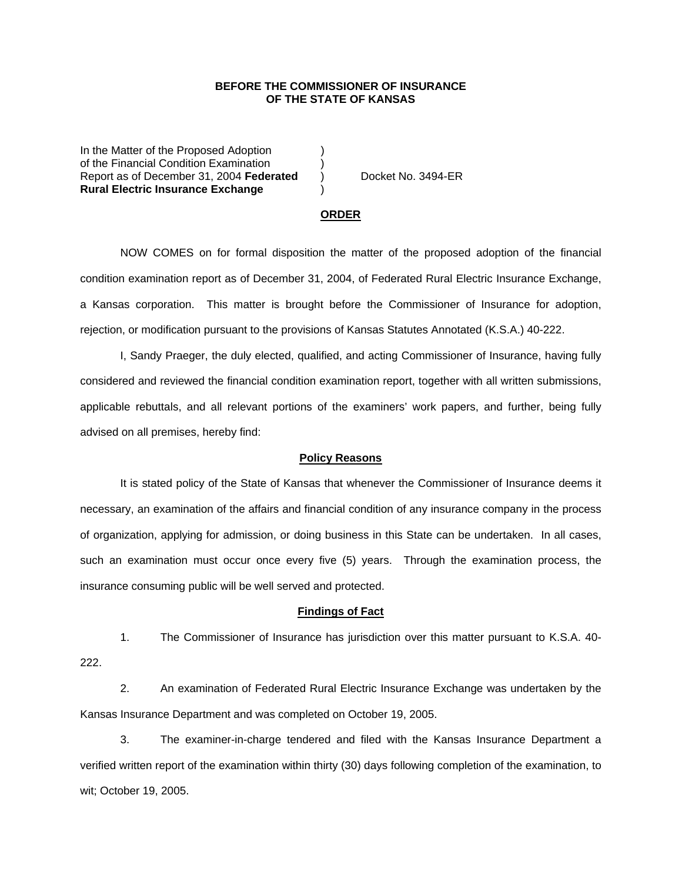**BEFORE THE COMMISSIONER OF INSURANCE**
**OF THE STATE OF KANSAS**

| | | |
|---|---|---|
| In the Matter of the Proposed Adoption of the Financial Condition Examination Report as of December 31, 2004 **Federated Rural Electric Insurance Exchange** | ) ) ) ) | Docket No. 3494-ER |

## ORDER

NOW COMES on for formal disposition the matter of the proposed adoption of the financial condition examination report as of December 31, 2004, of Federated Rural Electric Insurance Exchange, a Kansas corporation. This matter is brought before the Commissioner of Insurance for adoption, rejection, or modification pursuant to the provisions of Kansas Statutes Annotated (K.S.A.) 40-222.

I, Sandy Praeger, the duly elected, qualified, and acting Commissioner of Insurance, having fully considered and reviewed the financial condition examination report, together with all written submissions, applicable rebuttals, and all relevant portions of the examiners' work papers, and further, being fully advised on all premises, hereby find:

### Policy Reasons

It is stated policy of the State of Kansas that whenever the Commissioner of Insurance deems it necessary, an examination of the affairs and financial condition of any insurance company in the process of organization, applying for admission, or doing business in this State can be undertaken. In all cases, such an examination must occur once every five (5) years. Through the examination process, the insurance consuming public will be well served and protected.

### Findings of Fact

1. The Commissioner of Insurance has jurisdiction over this matter pursuant to K.S.A. 40-222.

2. An examination of Federated Rural Electric Insurance Exchange was undertaken by the Kansas Insurance Department and was completed on October 19, 2005.

3. The examiner-in-charge tendered and filed with the Kansas Insurance Department a verified written report of the examination within thirty (30) days following completion of the examination, to wit; October 19, 2005.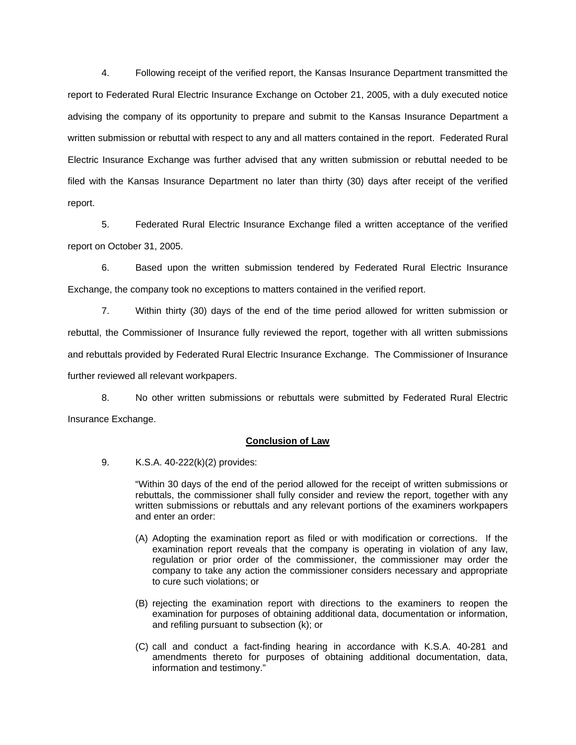4. Following receipt of the verified report, the Kansas Insurance Department transmitted the report to Federated Rural Electric Insurance Exchange on October 21, 2005, with a duly executed notice advising the company of its opportunity to prepare and submit to the Kansas Insurance Department a written submission or rebuttal with respect to any and all matters contained in the report. Federated Rural Electric Insurance Exchange was further advised that any written submission or rebuttal needed to be filed with the Kansas Insurance Department no later than thirty (30) days after receipt of the verified report.

5. Federated Rural Electric Insurance Exchange filed a written acceptance of the verified report on October 31, 2005.

6. Based upon the written submission tendered by Federated Rural Electric Insurance Exchange, the company took no exceptions to matters contained in the verified report.

7. Within thirty (30) days of the end of the time period allowed for written submission or rebuttal, the Commissioner of Insurance fully reviewed the report, together with all written submissions and rebuttals provided by Federated Rural Electric Insurance Exchange. The Commissioner of Insurance further reviewed all relevant workpapers.

8. No other written submissions or rebuttals were submitted by Federated Rural Electric Insurance Exchange.

**Conclusion of Law**

9. K.S.A. 40-222(k)(2) provides:

> "Within 30 days of the end of the period allowed for the receipt of written submissions or rebuttals, the commissioner shall fully consider and review the report, together with any written submissions or rebuttals and any relevant portions of the examiners workpapers and enter an order:
>
> (A) Adopting the examination report as filed or with modification or corrections. If the examination report reveals that the company is operating in violation of any law, regulation or prior order of the commissioner, the commissioner may order the company to take any action the commissioner considers necessary and appropriate to cure such violations; or
>
> (B) rejecting the examination report with directions to the examiners to reopen the examination for purposes of obtaining additional data, documentation or information, and refiling pursuant to subsection (k); or
>
> (C) call and conduct a fact-finding hearing in accordance with K.S.A. 40-281 and amendments thereto for purposes of obtaining additional documentation, data, information and testimony."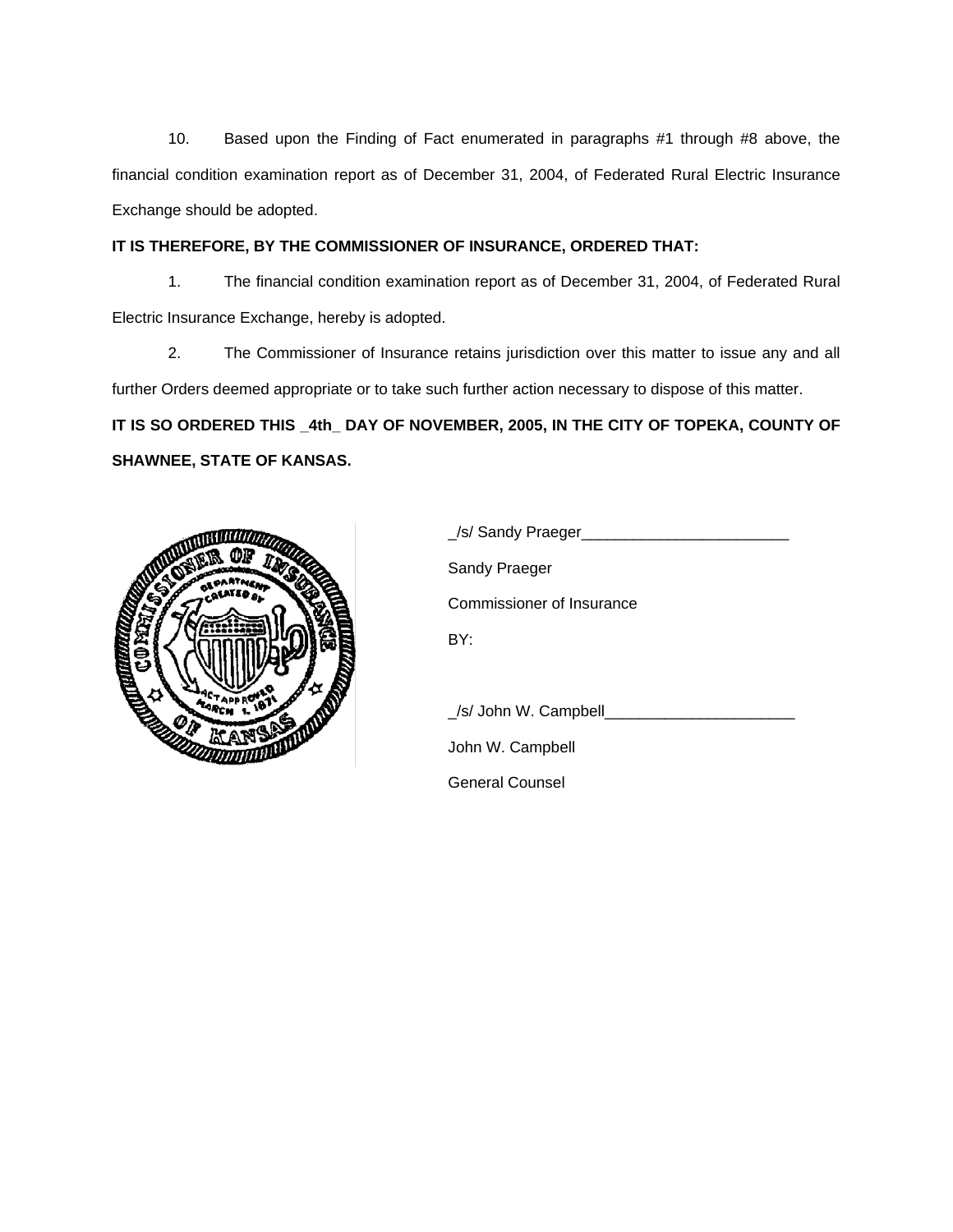10. Based upon the Finding of Fact enumerated in paragraphs #1 through #8 above, the financial condition examination report as of December 31, 2004, of Federated Rural Electric Insurance Exchange should be adopted.

**IT IS THEREFORE, BY THE COMMISSIONER OF INSURANCE, ORDERED THAT:**

1. The financial condition examination report as of December 31, 2004, of Federated Rural Electric Insurance Exchange, hereby is adopted.

2. The Commissioner of Insurance retains jurisdiction over this matter to issue any and all further Orders deemed appropriate or to take such further action necessary to dispose of this matter.

**IT IS SO ORDERED THIS _4th_ DAY OF NOVEMBER, 2005, IN THE CITY OF TOPEKA, COUNTY OF SHAWNEE, STATE OF KANSAS.**

_/s/ Sandy Praeger________________________

Sandy Praeger

Commissioner of Insurance

BY:

_/s/ John W. Campbell______________________

John W. Campbell

General Counsel